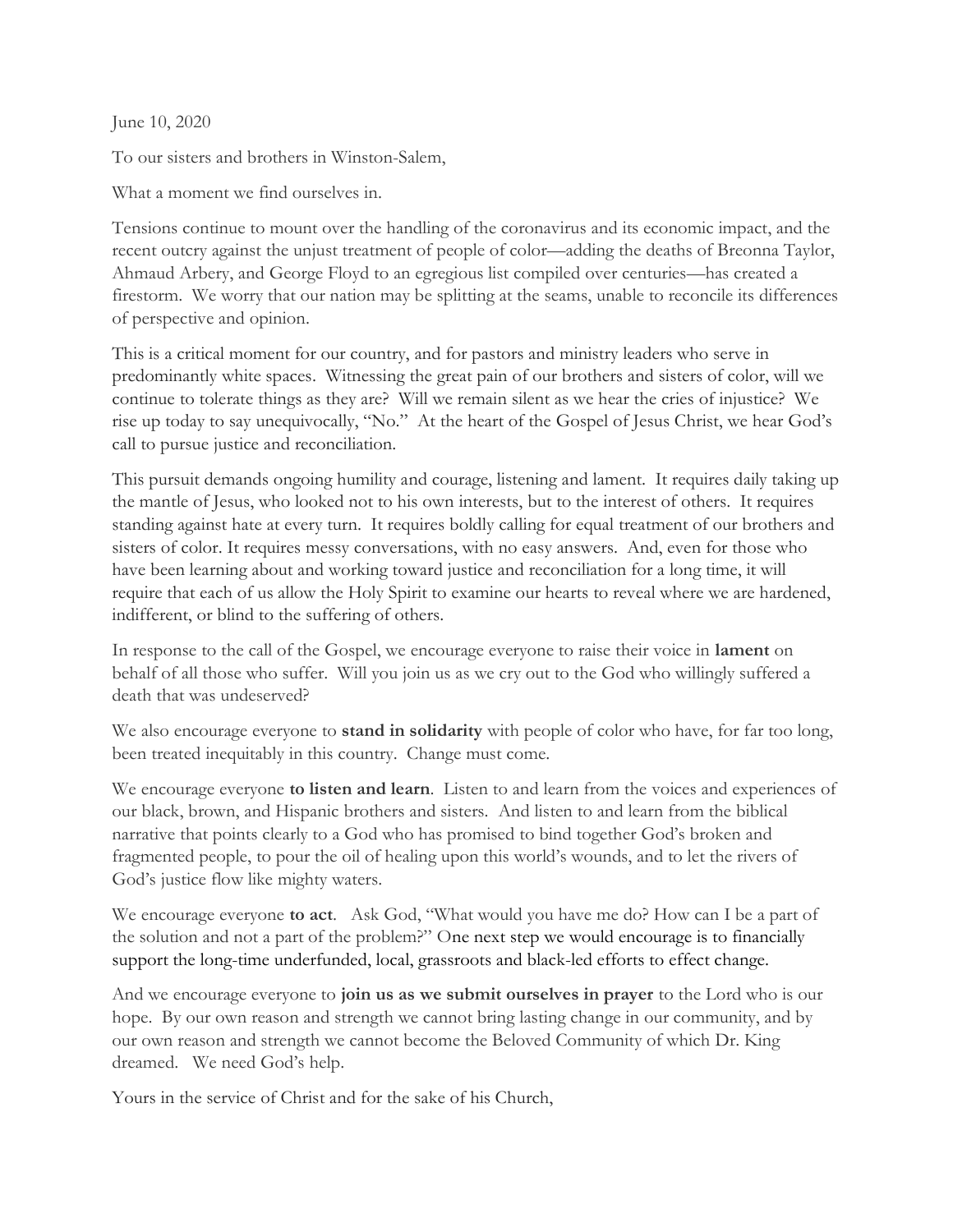June 10, 2020

To our sisters and brothers in Winston-Salem,

What a moment we find ourselves in.

Tensions continue to mount over the handling of the coronavirus and its economic impact, and the recent outcry against the unjust treatment of people of color—adding the deaths of Breonna Taylor, Ahmaud Arbery, and George Floyd to an egregious list compiled over centuries—has created a firestorm. We worry that our nation may be splitting at the seams, unable to reconcile its differences of perspective and opinion.

This is a critical moment for our country, and for pastors and ministry leaders who serve in predominantly white spaces. Witnessing the great pain of our brothers and sisters of color, will we continue to tolerate things as they are? Will we remain silent as we hear the cries of injustice? We rise up today to say unequivocally, "No." At the heart of the Gospel of Jesus Christ, we hear God's call to pursue justice and reconciliation.

This pursuit demands ongoing humility and courage, listening and lament. It requires daily taking up the mantle of Jesus, who looked not to his own interests, but to the interest of others. It requires standing against hate at every turn. It requires boldly calling for equal treatment of our brothers and sisters of color. It requires messy conversations, with no easy answers. And, even for those who have been learning about and working toward justice and reconciliation for a long time, it will require that each of us allow the Holy Spirit to examine our hearts to reveal where we are hardened, indifferent, or blind to the suffering of others.

In response to the call of the Gospel, we encourage everyone to raise their voice in **lament** on behalf of all those who suffer. Will you join us as we cry out to the God who willingly suffered a death that was undeserved?

We also encourage everyone to **stand in solidarity** with people of color who have, for far too long, been treated inequitably in this country. Change must come.

We encourage everyone **to listen and learn**. Listen to and learn from the voices and experiences of our black, brown, and Hispanic brothers and sisters. And listen to and learn from the biblical narrative that points clearly to a God who has promised to bind together God's broken and fragmented people, to pour the oil of healing upon this world's wounds, and to let the rivers of God's justice flow like mighty waters.

We encourage everyone **to act**. Ask God, "What would you have me do? How can I be a part of the solution and not a part of the problem?" One next step we would encourage is to financially support the long-time underfunded, local, grassroots and black-led efforts to effect change.

And we encourage everyone to **join us as we submit ourselves in prayer** to the Lord who is our hope. By our own reason and strength we cannot bring lasting change in our community, and by our own reason and strength we cannot become the Beloved Community of which Dr. King dreamed. We need God's help.

Yours in the service of Christ and for the sake of his Church,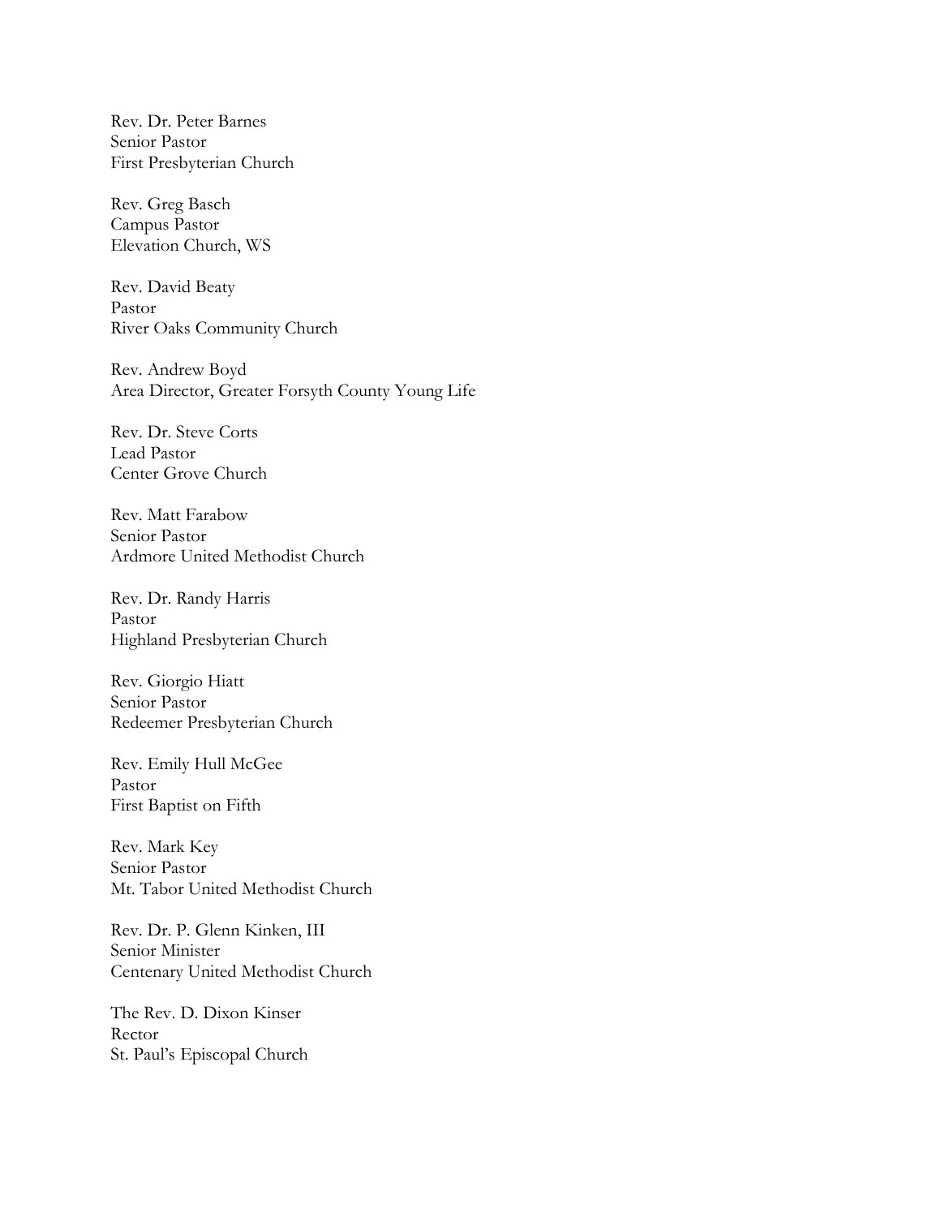Rev. Dr. Peter Barnes  
Senior Pastor  
First Presbyterian Church

Rev. Greg Basch  
Campus Pastor  
Elevation Church, WS

Rev. David Beaty  
Pastor  
River Oaks Community Church

Rev. Andrew Boyd  
Area Director, Greater Forsyth County Young Life

Rev. Dr. Steve Corts  
Lead Pastor  
Center Grove Church

Rev. Matt Farabow  
Senior Pastor  
Ardmore United Methodist Church

Rev. Dr. Randy Harris  
Pastor  
Highland Presbyterian Church

Rev. Giorgio Hiatt  
Senior Pastor  
Redeemer Presbyterian Church

Rev. Emily Hull McGee  
Pastor  
First Baptist on Fifth

Rev. Mark Key  
Senior Pastor  
Mt. Tabor United Methodist Church

Rev. Dr. P. Glenn Kinken, III  
Senior Minister  
Centenary United Methodist Church

The Rev. D. Dixon Kinser  
Rector  
St. Paul's Episcopal Church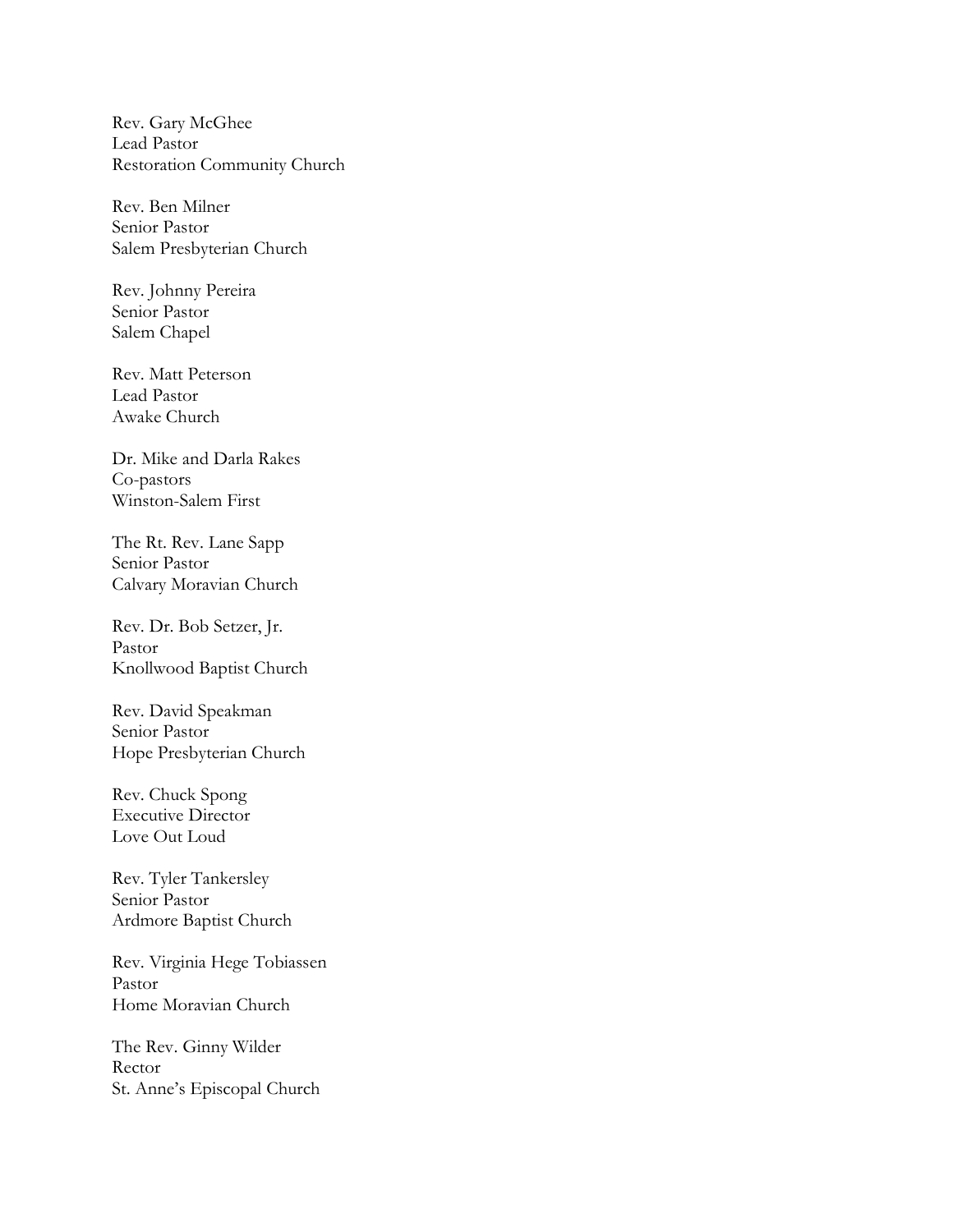Rev. Gary McGhee
Lead Pastor
Restoration Community Church

Rev. Ben Milner
Senior Pastor
Salem Presbyterian Church

Rev. Johnny Pereira
Senior Pastor
Salem Chapel

Rev. Matt Peterson
Lead Pastor
Awake Church

Dr. Mike and Darla Rakes
Co-pastors
Winston-Salem First

The Rt. Rev. Lane Sapp
Senior Pastor
Calvary Moravian Church

Rev. Dr. Bob Setzer, Jr.
Pastor
Knollwood Baptist Church

Rev. David Speakman
Senior Pastor
Hope Presbyterian Church

Rev. Chuck Spong
Executive Director
Love Out Loud

Rev. Tyler Tankersley
Senior Pastor
Ardmore Baptist Church

Rev. Virginia Hege Tobiassen
Pastor
Home Moravian Church

The Rev. Ginny Wilder
Rector
St. Anne's Episcopal Church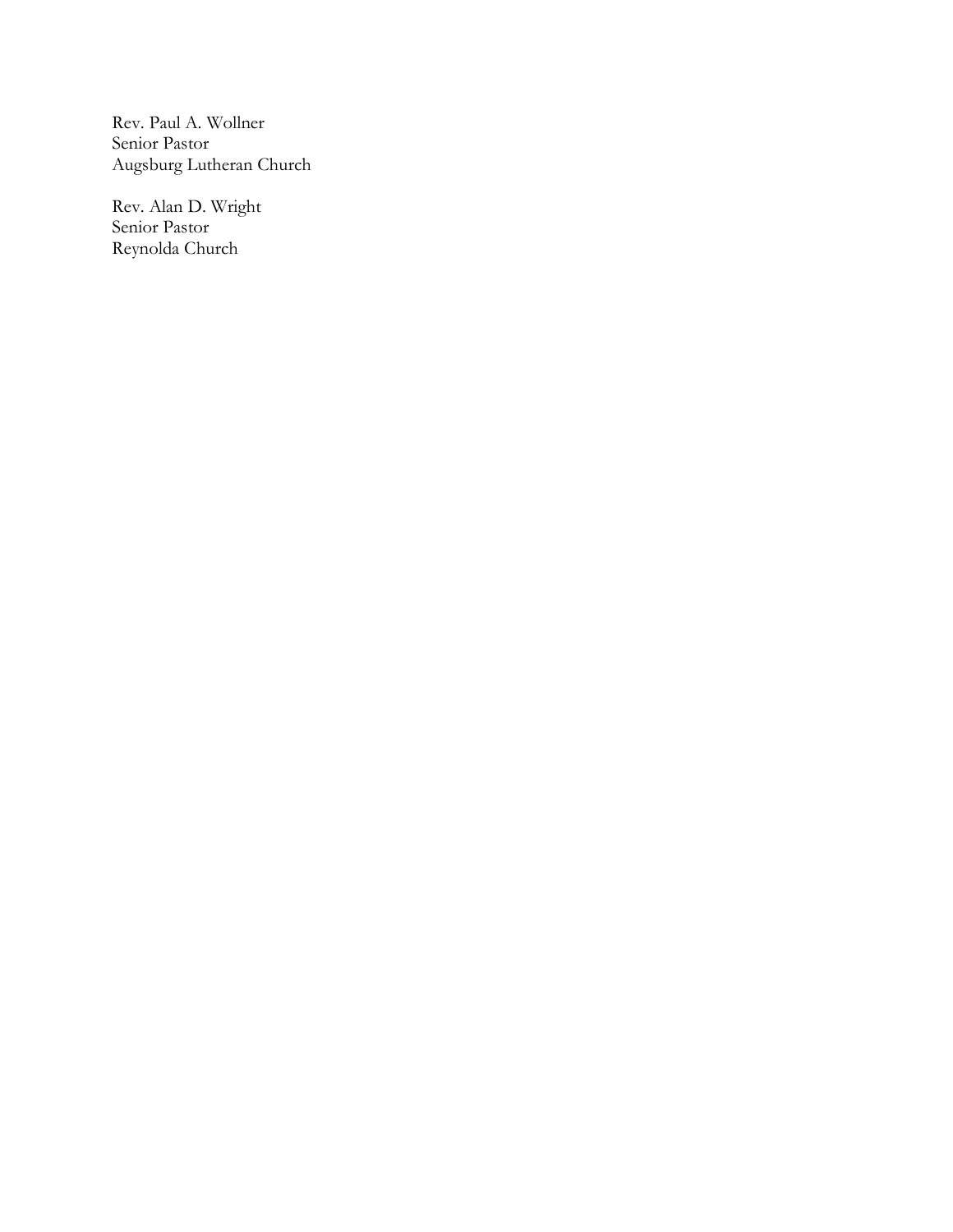Rev. Paul A. Wollner
Senior Pastor
Augsburg Lutheran Church

Rev. Alan D. Wright
Senior Pastor
Reynolda Church